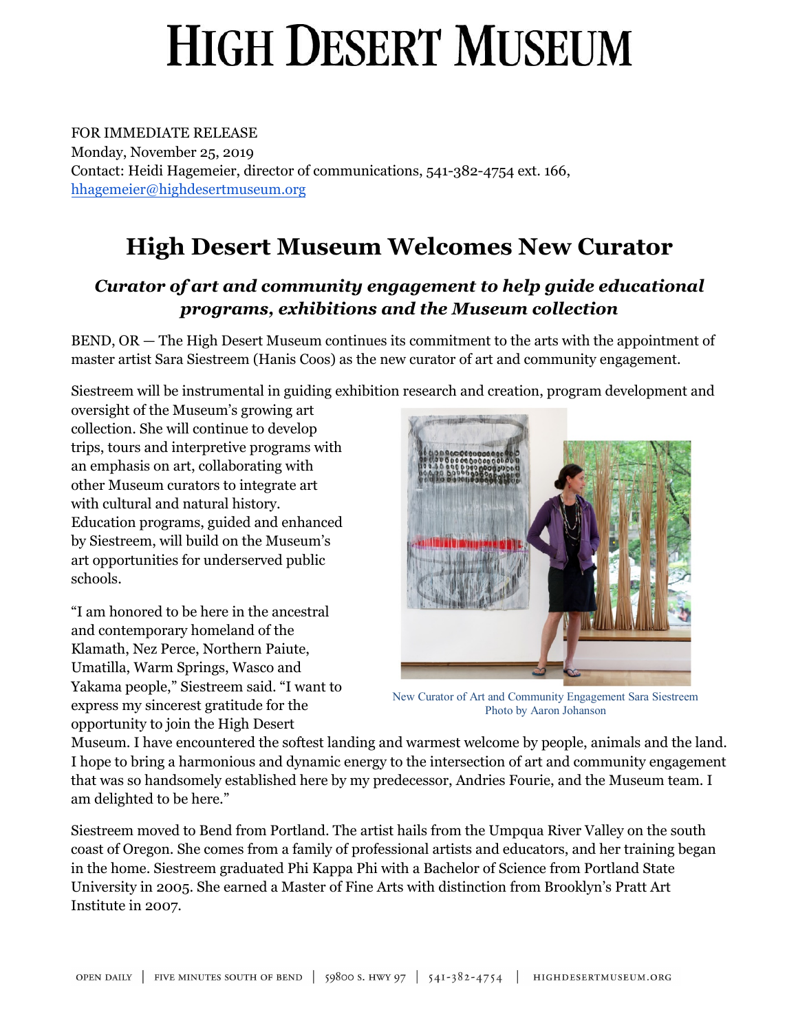# HIGH DESERT MUSEUM

FOR IMMEDIATE RELEASE
Monday, November 25, 2019
Contact: Heidi Hagemeier, director of communications, 541-382-4754 ext. 166, hhagemeier@highdesertmuseum.org

## High Desert Museum Welcomes New Curator

### *Curator of art and community engagement to help guide educational programs, exhibitions and the Museum collection*

BEND, OR — The High Desert Museum continues its commitment to the arts with the appointment of master artist Sara Siestreem (Hanis Coos) as the new curator of art and community engagement.

Siestreem will be instrumental in guiding exhibition research and creation, program development and oversight of the Museum's growing art collection. She will continue to develop trips, tours and interpretive programs with an emphasis on art, collaborating with other Museum curators to integrate art with cultural and natural history. Education programs, guided and enhanced by Siestreem, will build on the Museum's art opportunities for underserved public schools.

New Curator of Art and Community Engagement Sara Siestreem
Photo by Aaron Johanson

"I am honored to be here in the ancestral and contemporary homeland of the Klamath, Nez Perce, Northern Paiute, Umatilla, Warm Springs, Wasco and Yakama people," Siestreem said. "I want to express my sincerest gratitude for the opportunity to join the High Desert Museum. I have encountered the softest landing and warmest welcome by people, animals and the land. I hope to bring a harmonious and dynamic energy to the intersection of art and community engagement that was so handsomely established here by my predecessor, Andries Fourie, and the Museum team. I am delighted to be here."

Siestreem moved to Bend from Portland. The artist hails from the Umpqua River Valley on the south coast of Oregon. She comes from a family of professional artists and educators, and her training began in the home. Siestreem graduated Phi Kappa Phi with a Bachelor of Science from Portland State University in 2005. She earned a Master of Fine Arts with distinction from Brooklyn's Pratt Art Institute in 2007.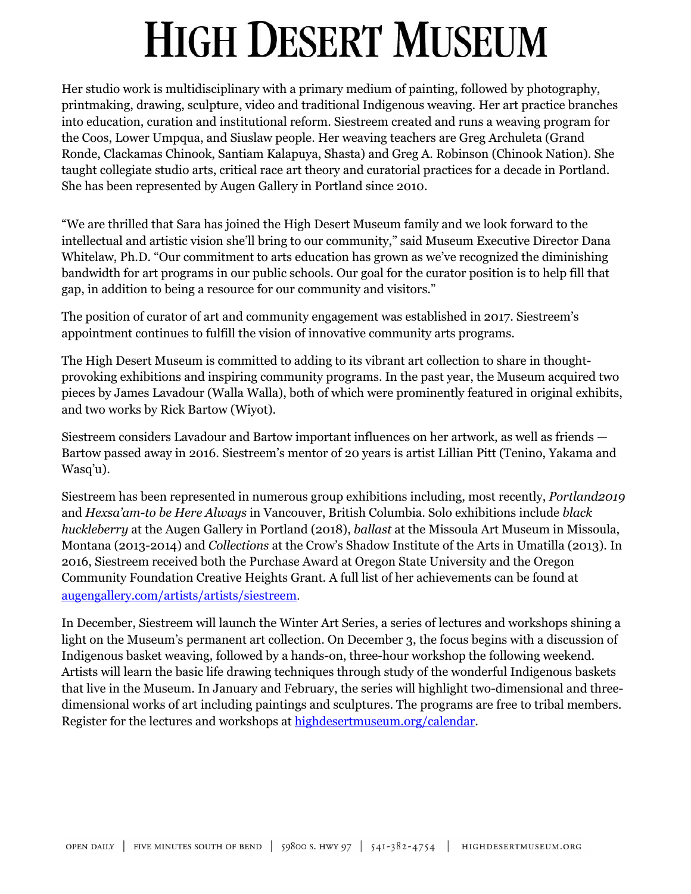Her studio work is multidisciplinary with a primary medium of painting, followed by photography, printmaking, drawing, sculpture, video and traditional Indigenous weaving. Her art practice branches into education, curation and institutional reform. Siestreem created and runs a weaving program for the Coos, Lower Umpqua, and Siuslaw people. Her weaving teachers are Greg Archuleta (Grand Ronde, Clackamas Chinook, Santiam Kalapuya, Shasta) and Greg A. Robinson (Chinook Nation). She taught collegiate studio arts, critical race art theory and curatorial practices for a decade in Portland. She has been represented by Augen Gallery in Portland since 2010.

"We are thrilled that Sara has joined the High Desert Museum family and we look forward to the intellectual and artistic vision she'll bring to our community," said Museum Executive Director Dana Whitelaw, Ph.D. "Our commitment to arts education has grown as we've recognized the diminishing bandwidth for art programs in our public schools. Our goal for the curator position is to help fill that gap, in addition to being a resource for our community and visitors."

The position of curator of art and community engagement was established in 2017. Siestreem's appointment continues to fulfill the vision of innovative community arts programs.

The High Desert Museum is committed to adding to its vibrant art collection to share in thought-provoking exhibitions and inspiring community programs. In the past year, the Museum acquired two pieces by James Lavadour (Walla Walla), both of which were prominently featured in original exhibits, and two works by Rick Bartow (Wiyot).

Siestreem considers Lavadour and Bartow important influences on her artwork, as well as friends — Bartow passed away in 2016. Siestreem's mentor of 20 years is artist Lillian Pitt (Tenino, Yakama and Wasq'u).

Siestreem has been represented in numerous group exhibitions including, most recently, *Portland2019* and *Hexsa'am-to be Here Always* in Vancouver, British Columbia. Solo exhibitions include *black huckleberry* at the Augen Gallery in Portland (2018), *ballast* at the Missoula Art Museum in Missoula, Montana (2013-2014) and *Collections* at the Crow's Shadow Institute of the Arts in Umatilla (2013). In 2016, Siestreem received both the Purchase Award at Oregon State University and the Oregon Community Foundation Creative Heights Grant. A full list of her achievements can be found at [augengallery.com/artists/artists/siestreem](augengallery.com/artists/artists/siestreem).

In December, Siestreem will launch the Winter Art Series, a series of lectures and workshops shining a light on the Museum's permanent art collection. On December 3, the focus begins with a discussion of Indigenous basket weaving, followed by a hands-on, three-hour workshop the following weekend. Artists will learn the basic life drawing techniques through study of the wonderful Indigenous baskets that live in the Museum. In January and February, the series will highlight two-dimensional and three-dimensional works of art including paintings and sculptures. The programs are free to tribal members. Register for the lectures and workshops at [highdesertmuseum.org/calendar](highdesertmuseum.org/calendar).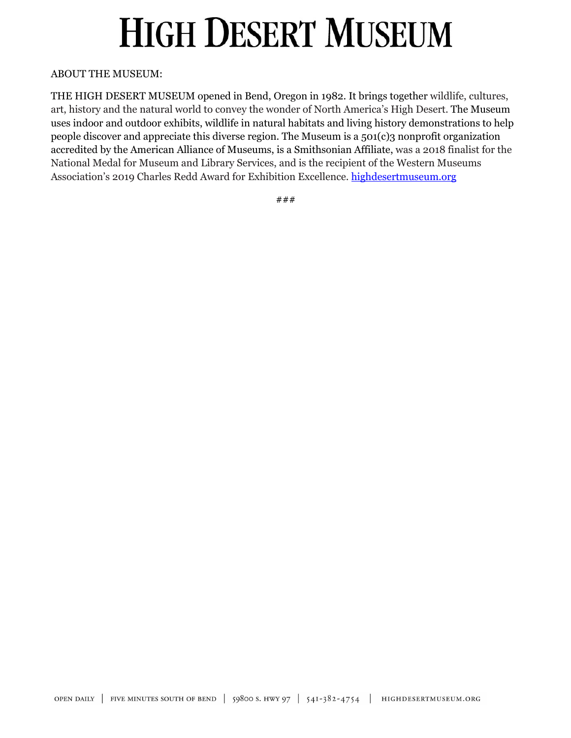# HIGH DESERT MUSEUM

ABOUT THE MUSEUM:

THE HIGH DESERT MUSEUM opened in Bend, Oregon in 1982. It brings together wildlife, cultures, art, history and the natural world to convey the wonder of North America's High Desert. The Museum uses indoor and outdoor exhibits, wildlife in natural habitats and living history demonstrations to help people discover and appreciate this diverse region. The Museum is a 501(c)3 nonprofit organization accredited by the American Alliance of Museums, is a Smithsonian Affiliate, was a 2018 finalist for the National Medal for Museum and Library Services, and is the recipient of the Western Museums Association's 2019 Charles Redd Award for Exhibition Excellence. highdesertmuseum.org

###

OPEN DAILY | FIVE MINUTES SOUTH OF BEND | 59800 S. HWY 97 | 541-382-4754 | HIGHDESERTMUSEUM.ORG